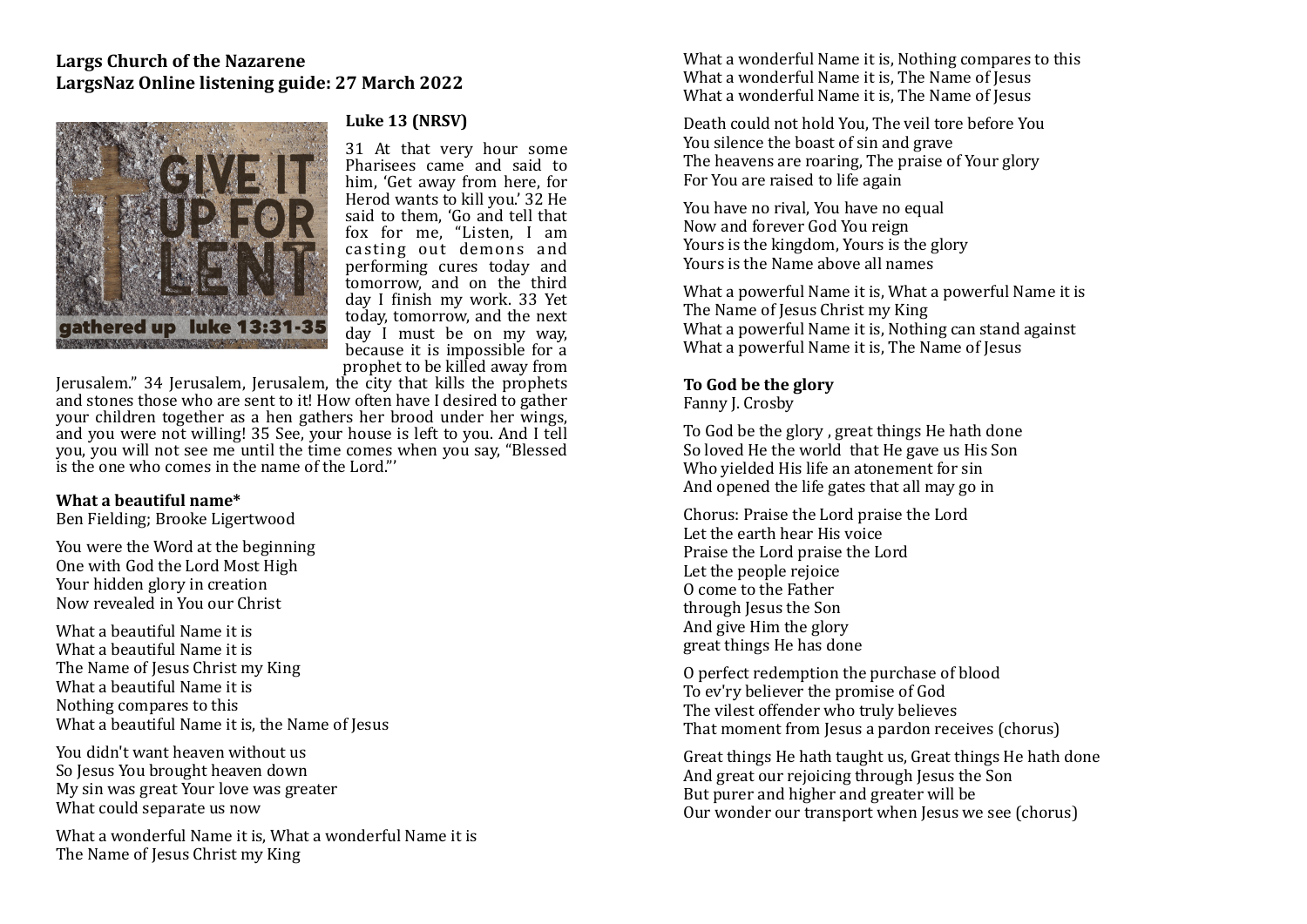**Largs Church of the Nazarene**
**LargsNaz Online listening guide: 27 March 2022**

**Luke 13 (NRSV)**

31 At that very hour some Pharisees came and said to him, 'Get away from here, for Herod wants to kill you.' 32 He said to them, 'Go and tell that fox for me, "Listen, I am casting out demons and performing cures today and tomorrow, and on the third day I finish my work. 33 Yet today, tomorrow, and the next day I must be on my way, because it is impossible for a prophet to be killed away from Jerusalem." 34 Jerusalem, Jerusalem, the city that kills the prophets and stones those who are sent to it! How often have I desired to gather your children together as a hen gathers her brood under her wings, and you were not willing! 35 See, your house is left to you. And I tell you, you will not see me until the time comes when you say, "Blessed is the one who comes in the name of the Lord."'

**What a beautiful name***
Ben Fielding; Brooke Ligertwood

You were the Word at the beginning
One with God the Lord Most High
Your hidden glory in creation
Now revealed in You our Christ

What a beautiful Name it is
What a beautiful Name it is
The Name of Jesus Christ my King
What a beautiful Name it is
Nothing compares to this
What a beautiful Name it is, the Name of Jesus

You didn't want heaven without us
So Jesus You brought heaven down
My sin was great Your love was greater
What could separate us now

What a wonderful Name it is, What a wonderful Name it is
The Name of Jesus Christ my King
What a wonderful Name it is, Nothing compares to this
What a wonderful Name it is, The Name of Jesus
What a wonderful Name it is, The Name of Jesus

Death could not hold You, The veil tore before You
You silence the boast of sin and grave
The heavens are roaring, The praise of Your glory
For You are raised to life again

You have no rival, You have no equal
Now and forever God You reign
Yours is the kingdom, Yours is the glory
Yours is the Name above all names

What a powerful Name it is, What a powerful Name it is
The Name of Jesus Christ my King
What a powerful Name it is, Nothing can stand against
What a powerful Name it is, The Name of Jesus

**To God be the glory**
Fanny J. Crosby

To God be the glory , great things He hath done
So loved He the world that He gave us His Son
Who yielded His life an atonement for sin
And opened the life gates that all may go in

Chorus: Praise the Lord praise the Lord
Let the earth hear His voice
Praise the Lord praise the Lord
Let the people rejoice
O come to the Father
through Jesus the Son
And give Him the glory
great things He has done

O perfect redemption the purchase of blood
To ev'ry believer the promise of God
The vilest offender who truly believes
That moment from Jesus a pardon receives (chorus)

Great things He hath taught us, Great things He hath done
And great our rejoicing through Jesus the Son
But purer and higher and greater will be
Our wonder our transport when Jesus we see (chorus)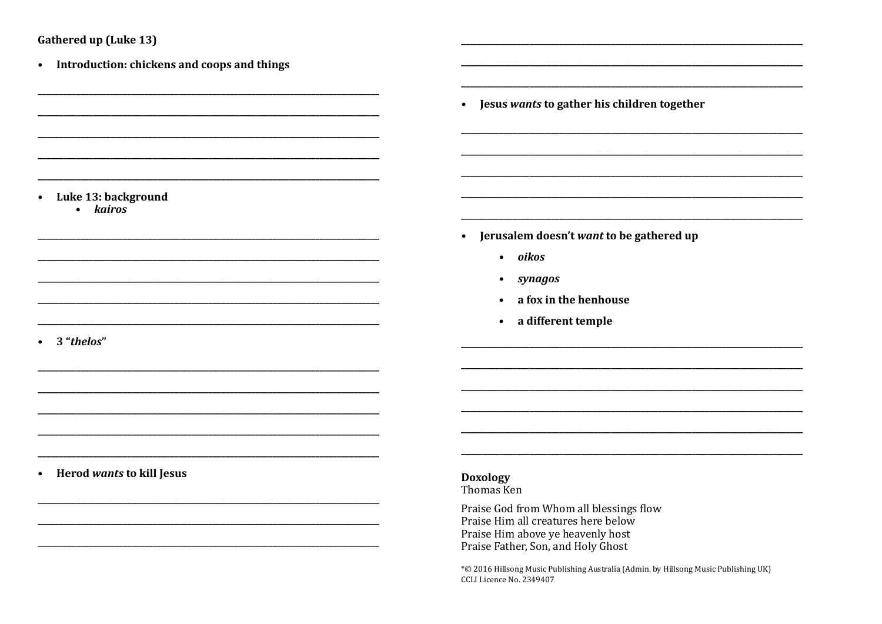**Gathered up (Luke 13)**

- **Introduction: chickens and coops and things**

_______________________________________________

_______________________________________________

_______________________________________________

_______________________________________________

_______________________________________________

- **Luke 13: background**
  - ***kairos***

_______________________________________________

_______________________________________________

_______________________________________________

_______________________________________________

_______________________________________________

- **3 "*thelos*"**

_______________________________________________

_______________________________________________

_______________________________________________

_______________________________________________

_______________________________________________

- **Herod *wants* to kill Jesus**

_______________________________________________

_______________________________________________

_______________________________________________

_______________________________________________

_______________________________________________

_______________________________________________

- **Jesus *wants* to gather his children together**

_______________________________________________

_______________________________________________

_______________________________________________

_______________________________________________

_______________________________________________

- **Jerusalem doesn't *want* to be gathered up**
  - ***oikos***
  - ***synagos***
  - **a fox in the henhouse**
  - **a different temple**

_______________________________________________

_______________________________________________

_______________________________________________

_______________________________________________

_______________________________________________

_______________________________________________

**Doxology**
Thomas Ken

Praise God from Whom all blessings flow
Praise Him all creatures here below
Praise Him above ye heavenly host
Praise Father, Son, and Holy Ghost

*© 2016 Hillsong Music Publishing Australia (Admin. by Hillsong Music Publishing UK)
CCLI Licence No. 2349407